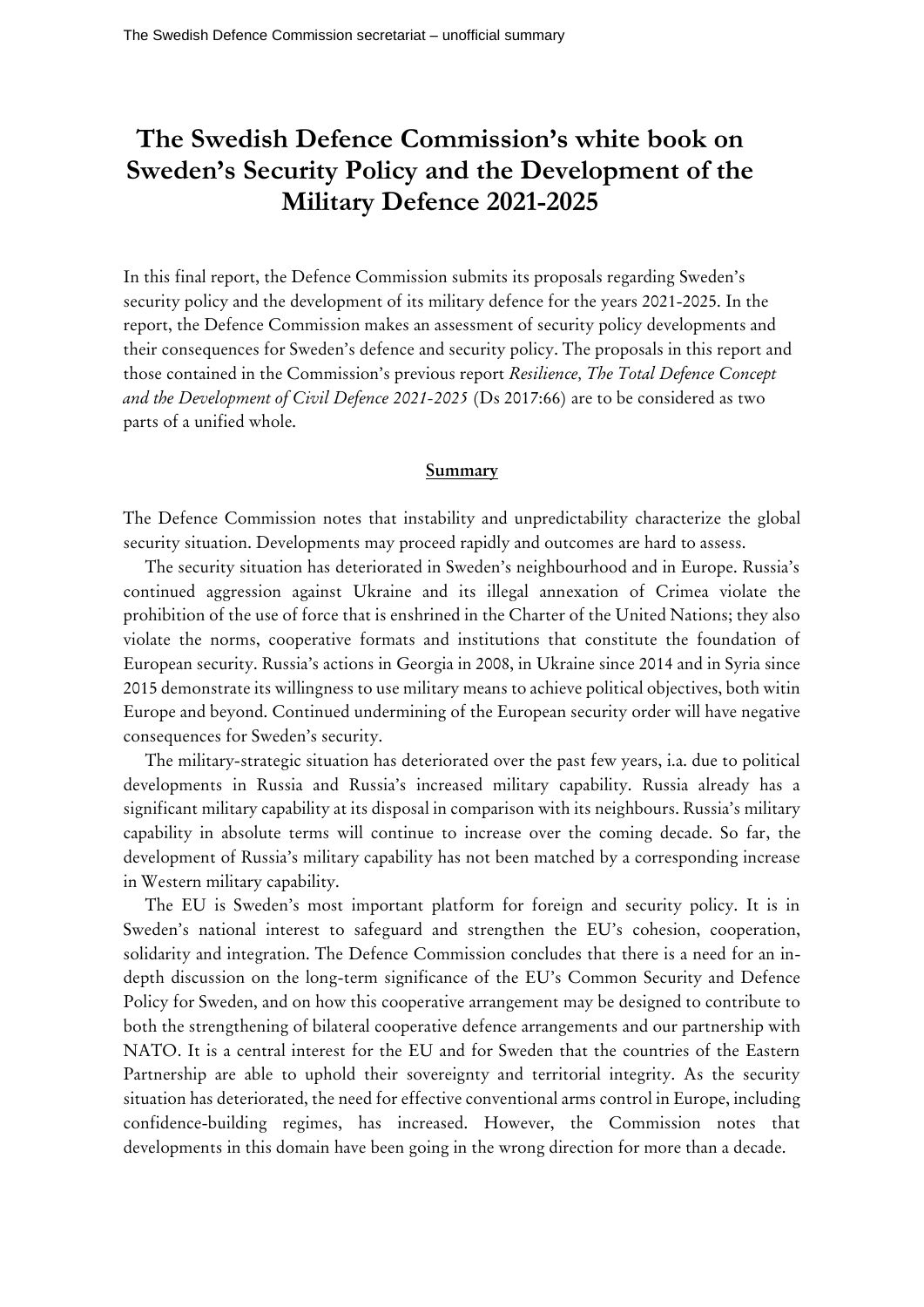# The Swedish Defence Commission's white book on Sweden's Security Policy and the Development of the Military Defence 2021-2025

In this final report, the Defence Commission submits its proposals regarding Sweden's security policy and the development of its military defence for the years 2021-2025. In the report, the Defence Commission makes an assessment of security policy developments and their consequences for Sweden's defence and security policy. The proposals in this report and those contained in the Commission's previous report *Resilience, The Total Defence Concept and the Development of Civil Defence 2021-2025* (Ds 2017:66) are to be considered as two parts of a unified whole.

## Summary

The Defence Commission notes that instability and unpredictability characterize the global security situation. Developments may proceed rapidly and outcomes are hard to assess.

The security situation has deteriorated in Sweden's neighbourhood and in Europe. Russia's continued aggression against Ukraine and its illegal annexation of Crimea violate the prohibition of the use of force that is enshrined in the Charter of the United Nations; they also violate the norms, cooperative formats and institutions that constitute the foundation of European security. Russia's actions in Georgia in 2008, in Ukraine since 2014 and in Syria since 2015 demonstrate its willingness to use military means to achieve political objectives, both witin Europe and beyond. Continued undermining of the European security order will have negative consequences for Sweden's security.

The military-strategic situation has deteriorated over the past few years, i.a. due to political developments in Russia and Russia's increased military capability. Russia already has a significant military capability at its disposal in comparison with its neighbours. Russia's military capability in absolute terms will continue to increase over the coming decade. So far, the development of Russia's military capability has not been matched by a corresponding increase in Western military capability.

The EU is Sweden's most important platform for foreign and security policy. It is in Sweden's national interest to safeguard and strengthen the EU's cohesion, cooperation, solidarity and integration. The Defence Commission concludes that there is a need for an in-depth discussion on the long-term significance of the EU's Common Security and Defence Policy for Sweden, and on how this cooperative arrangement may be designed to contribute to both the strengthening of bilateral cooperative defence arrangements and our partnership with NATO. It is a central interest for the EU and for Sweden that the countries of the Eastern Partnership are able to uphold their sovereignty and territorial integrity. As the security situation has deteriorated, the need for effective conventional arms control in Europe, including confidence-building regimes, has increased. However, the Commission notes that developments in this domain have been going in the wrong direction for more than a decade.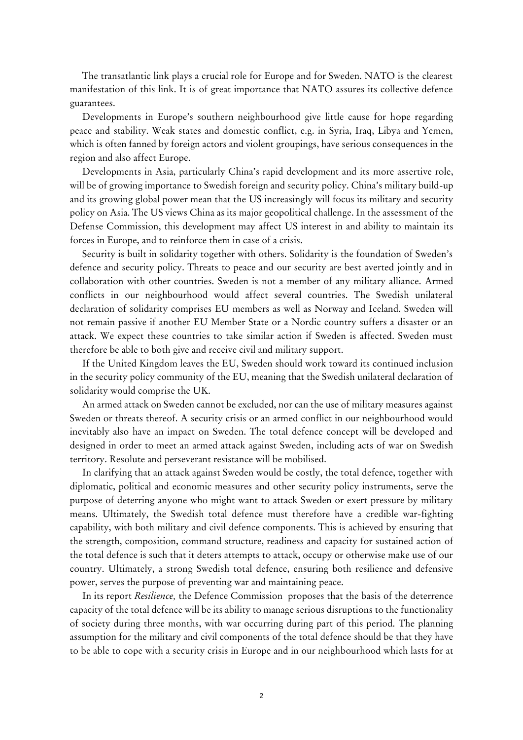The transatlantic link plays a crucial role for Europe and for Sweden. NATO is the clearest manifestation of this link. It is of great importance that NATO assures its collective defence guarantees.

Developments in Europe's southern neighbourhood give little cause for hope regarding peace and stability. Weak states and domestic conflict, e.g. in Syria, Iraq, Libya and Yemen, which is often fanned by foreign actors and violent groupings, have serious consequences in the region and also affect Europe.

Developments in Asia, particularly China's rapid development and its more assertive role, will be of growing importance to Swedish foreign and security policy. China's military build-up and its growing global power mean that the US increasingly will focus its military and security policy on Asia. The US views China as its major geopolitical challenge. In the assessment of the Defense Commission, this development may affect US interest in and ability to maintain its forces in Europe, and to reinforce them in case of a crisis.

Security is built in solidarity together with others. Solidarity is the foundation of Sweden's defence and security policy. Threats to peace and our security are best averted jointly and in collaboration with other countries. Sweden is not a member of any military alliance. Armed conflicts in our neighbourhood would affect several countries. The Swedish unilateral declaration of solidarity comprises EU members as well as Norway and Iceland. Sweden will not remain passive if another EU Member State or a Nordic country suffers a disaster or an attack. We expect these countries to take similar action if Sweden is affected. Sweden must therefore be able to both give and receive civil and military support.

If the United Kingdom leaves the EU, Sweden should work toward its continued inclusion in the security policy community of the EU, meaning that the Swedish unilateral declaration of solidarity would comprise the UK.

An armed attack on Sweden cannot be excluded, nor can the use of military measures against Sweden or threats thereof. A security crisis or an armed conflict in our neighbourhood would inevitably also have an impact on Sweden. The total defence concept will be developed and designed in order to meet an armed attack against Sweden, including acts of war on Swedish territory. Resolute and perseverant resistance will be mobilised.

In clarifying that an attack against Sweden would be costly, the total defence, together with diplomatic, political and economic measures and other security policy instruments, serve the purpose of deterring anyone who might want to attack Sweden or exert pressure by military means. Ultimately, the Swedish total defence must therefore have a credible war-fighting capability, with both military and civil defence components. This is achieved by ensuring that the strength, composition, command structure, readiness and capacity for sustained action of the total defence is such that it deters attempts to attack, occupy or otherwise make use of our country. Ultimately, a strong Swedish total defence, ensuring both resilience and defensive power, serves the purpose of preventing war and maintaining peace.

In its report *Resilience,* the Defence Commission proposes that the basis of the deterrence capacity of the total defence will be its ability to manage serious disruptions to the functionality of society during three months, with war occurring during part of this period. The planning assumption for the military and civil components of the total defence should be that they have to be able to cope with a security crisis in Europe and in our neighbourhood which lasts for at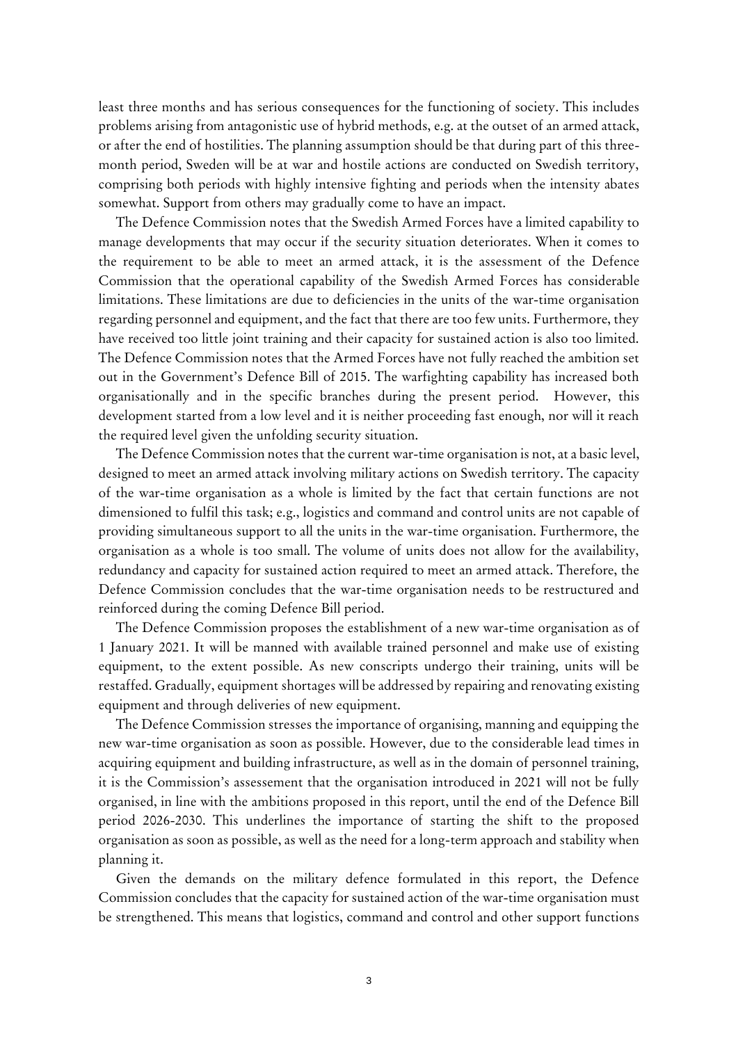least three months and has serious consequences for the functioning of society. This includes problems arising from antagonistic use of hybrid methods, e.g. at the outset of an armed attack, or after the end of hostilities. The planning assumption should be that during part of this three-month period, Sweden will be at war and hostile actions are conducted on Swedish territory, comprising both periods with highly intensive fighting and periods when the intensity abates somewhat. Support from others may gradually come to have an impact.

The Defence Commission notes that the Swedish Armed Forces have a limited capability to manage developments that may occur if the security situation deteriorates. When it comes to the requirement to be able to meet an armed attack, it is the assessment of the Defence Commission that the operational capability of the Swedish Armed Forces has considerable limitations. These limitations are due to deficiencies in the units of the war-time organisation regarding personnel and equipment, and the fact that there are too few units. Furthermore, they have received too little joint training and their capacity for sustained action is also too limited. The Defence Commission notes that the Armed Forces have not fully reached the ambition set out in the Government's Defence Bill of 2015. The warfighting capability has increased both organisationally and in the specific branches during the present period. However, this development started from a low level and it is neither proceeding fast enough, nor will it reach the required level given the unfolding security situation.

The Defence Commission notes that the current war-time organisation is not, at a basic level, designed to meet an armed attack involving military actions on Swedish territory. The capacity of the war-time organisation as a whole is limited by the fact that certain functions are not dimensioned to fulfil this task; e.g., logistics and command and control units are not capable of providing simultaneous support to all the units in the war-time organisation. Furthermore, the organisation as a whole is too small. The volume of units does not allow for the availability, redundancy and capacity for sustained action required to meet an armed attack. Therefore, the Defence Commission concludes that the war-time organisation needs to be restructured and reinforced during the coming Defence Bill period.

The Defence Commission proposes the establishment of a new war-time organisation as of 1 January 2021. It will be manned with available trained personnel and make use of existing equipment, to the extent possible. As new conscripts undergo their training, units will be restaffed. Gradually, equipment shortages will be addressed by repairing and renovating existing equipment and through deliveries of new equipment.

The Defence Commission stresses the importance of organising, manning and equipping the new war-time organisation as soon as possible. However, due to the considerable lead times in acquiring equipment and building infrastructure, as well as in the domain of personnel training, it is the Commission's assessement that the organisation introduced in 2021 will not be fully organised, in line with the ambitions proposed in this report, until the end of the Defence Bill period 2026-2030. This underlines the importance of starting the shift to the proposed organisation as soon as possible, as well as the need for a long-term approach and stability when planning it.

Given the demands on the military defence formulated in this report, the Defence Commission concludes that the capacity for sustained action of the war-time organisation must be strengthened. This means that logistics, command and control and other support functions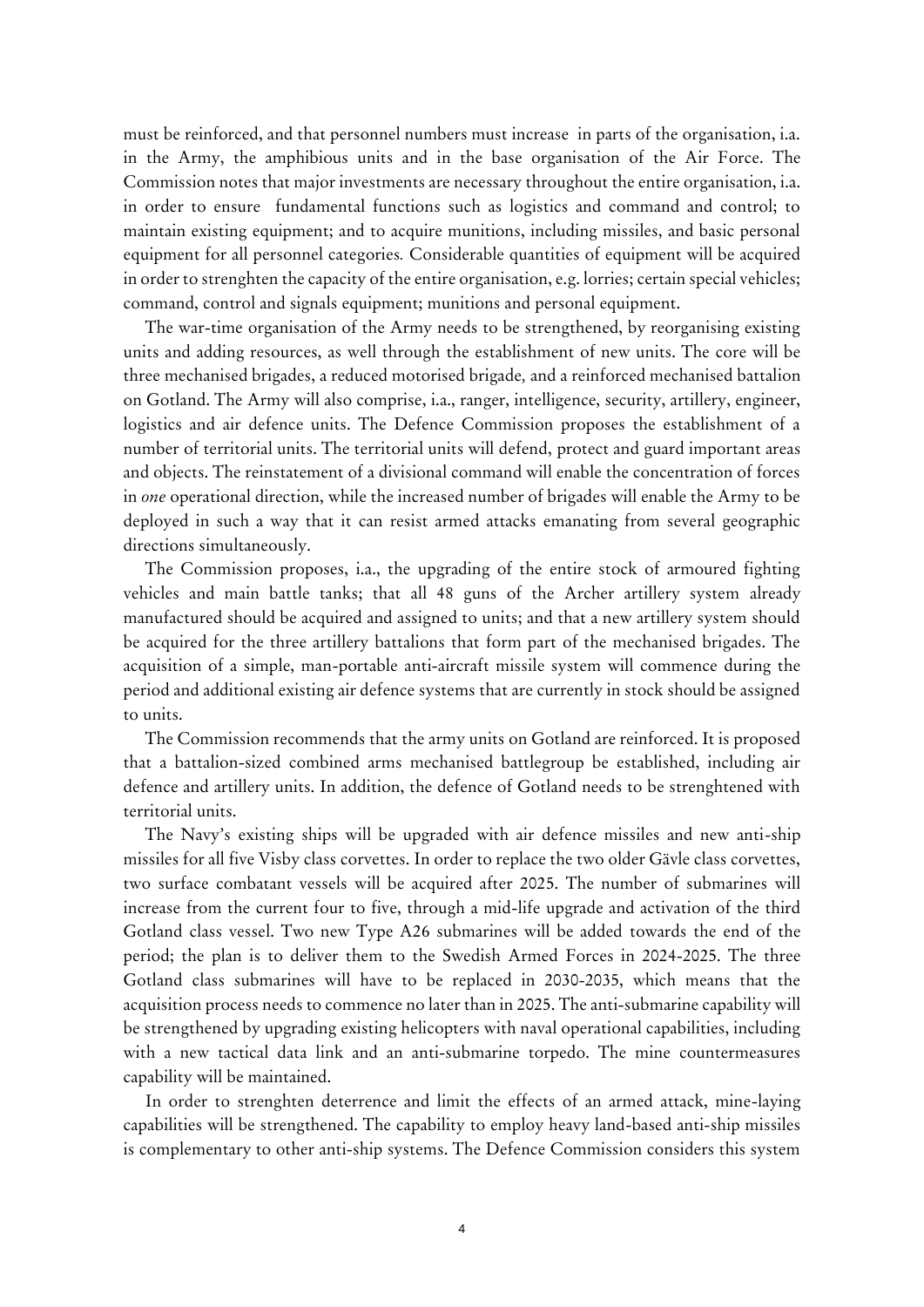must be reinforced, and that personnel numbers must increase in parts of the organisation, i.a. in the Army, the amphibious units and in the base organisation of the Air Force. The Commission notes that major investments are necessary throughout the entire organisation, i.a. in order to ensure fundamental functions such as logistics and command and control; to maintain existing equipment; and to acquire munitions, including missiles, and basic personal equipment for all personnel categories*.* Considerable quantities of equipment will be acquired in order to strenghten the capacity of the entire organisation, e.g. lorries; certain special vehicles; command, control and signals equipment; munitions and personal equipment.

The war-time organisation of the Army needs to be strengthened, by reorganising existing units and adding resources, as well through the establishment of new units. The core will be three mechanised brigades, a reduced motorised brigade*,* and a reinforced mechanised battalion on Gotland. The Army will also comprise, i.a., ranger, intelligence, security, artillery, engineer, logistics and air defence units. The Defence Commission proposes the establishment of a number of territorial units. The territorial units will defend, protect and guard important areas and objects. The reinstatement of a divisional command will enable the concentration of forces in *one* operational direction, while the increased number of brigades will enable the Army to be deployed in such a way that it can resist armed attacks emanating from several geographic directions simultaneously.

The Commission proposes, i.a., the upgrading of the entire stock of armoured fighting vehicles and main battle tanks; that all 48 guns of the Archer artillery system already manufactured should be acquired and assigned to units; and that a new artillery system should be acquired for the three artillery battalions that form part of the mechanised brigades. The acquisition of a simple, man-portable anti-aircraft missile system will commence during the period and additional existing air defence systems that are currently in stock should be assigned to units.

The Commission recommends that the army units on Gotland are reinforced. It is proposed that a battalion-sized combined arms mechanised battlegroup be established, including air defence and artillery units. In addition, the defence of Gotland needs to be strenghtened with territorial units.

The Navy's existing ships will be upgraded with air defence missiles and new anti-ship missiles for all five Visby class corvettes. In order to replace the two older Gävle class corvettes, two surface combatant vessels will be acquired after 2025. The number of submarines will increase from the current four to five, through a mid-life upgrade and activation of the third Gotland class vessel. Two new Type A26 submarines will be added towards the end of the period; the plan is to deliver them to the Swedish Armed Forces in 2024-2025. The three Gotland class submarines will have to be replaced in 2030-2035, which means that the acquisition process needs to commence no later than in 2025. The anti-submarine capability will be strengthened by upgrading existing helicopters with naval operational capabilities, including with a new tactical data link and an anti-submarine torpedo. The mine countermeasures capability will be maintained.

In order to strenghten deterrence and limit the effects of an armed attack, mine-laying capabilities will be strengthened. The capability to employ heavy land-based anti-ship missiles is complementary to other anti-ship systems. The Defence Commission considers this system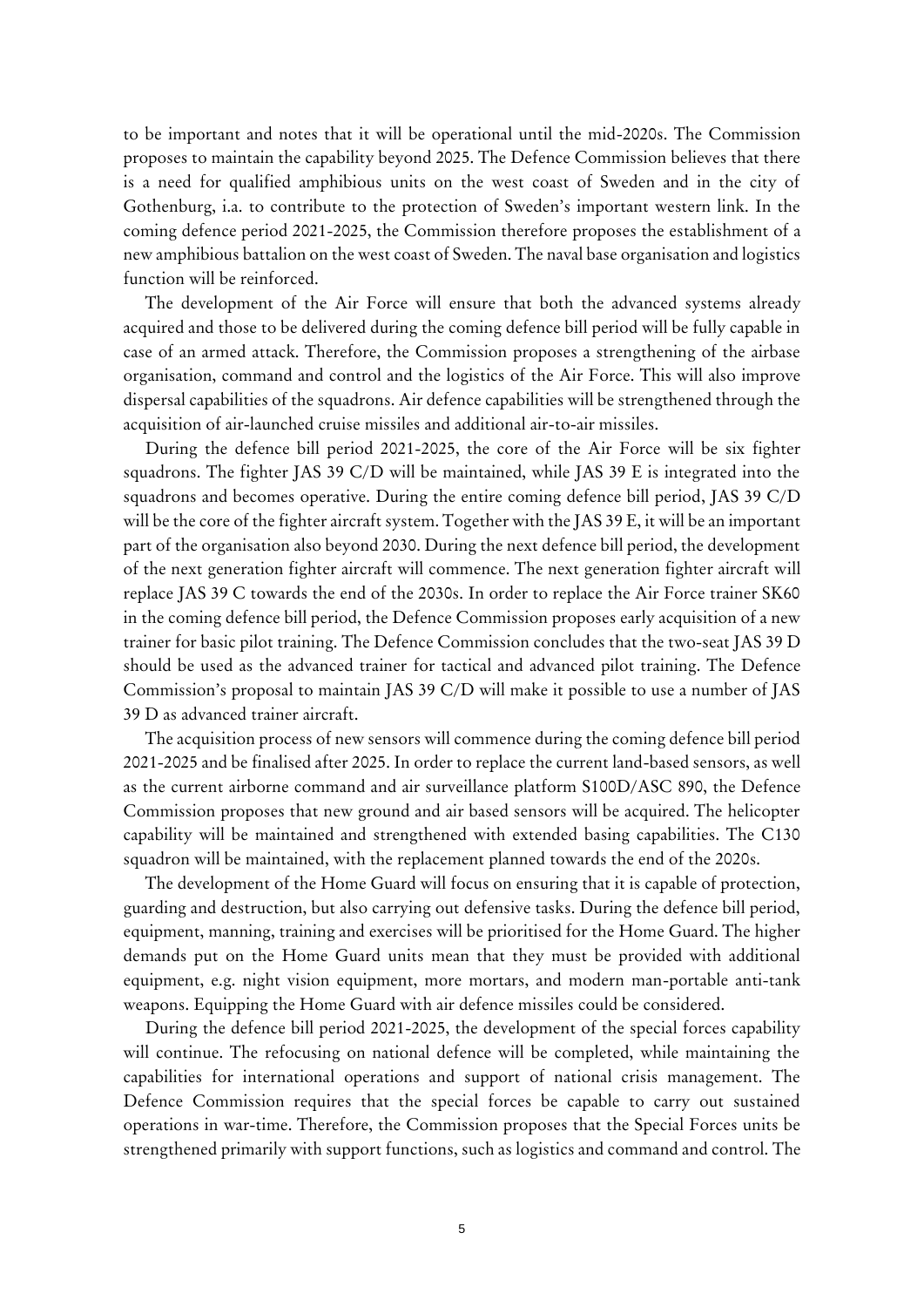to be important and notes that it will be operational until the mid-2020s. The Commission proposes to maintain the capability beyond 2025. The Defence Commission believes that there is a need for qualified amphibious units on the west coast of Sweden and in the city of Gothenburg, i.a. to contribute to the protection of Sweden's important western link. In the coming defence period 2021-2025, the Commission therefore proposes the establishment of a new amphibious battalion on the west coast of Sweden. The naval base organisation and logistics function will be reinforced.

The development of the Air Force will ensure that both the advanced systems already acquired and those to be delivered during the coming defence bill period will be fully capable in case of an armed attack. Therefore, the Commission proposes a strengthening of the airbase organisation, command and control and the logistics of the Air Force. This will also improve dispersal capabilities of the squadrons. Air defence capabilities will be strengthened through the acquisition of air-launched cruise missiles and additional air-to-air missiles.

During the defence bill period 2021-2025, the core of the Air Force will be six fighter squadrons. The fighter JAS 39 C/D will be maintained, while JAS 39 E is integrated into the squadrons and becomes operative. During the entire coming defence bill period, JAS 39 C/D will be the core of the fighter aircraft system. Together with the JAS 39 E, it will be an important part of the organisation also beyond 2030. During the next defence bill period, the development of the next generation fighter aircraft will commence. The next generation fighter aircraft will replace JAS 39 C towards the end of the 2030s. In order to replace the Air Force trainer SK60 in the coming defence bill period, the Defence Commission proposes early acquisition of a new trainer for basic pilot training. The Defence Commission concludes that the two-seat JAS 39 D should be used as the advanced trainer for tactical and advanced pilot training. The Defence Commission's proposal to maintain JAS 39 C/D will make it possible to use a number of JAS 39 D as advanced trainer aircraft.

The acquisition process of new sensors will commence during the coming defence bill period 2021-2025 and be finalised after 2025. In order to replace the current land-based sensors, as well as the current airborne command and air surveillance platform S100D/ASC 890, the Defence Commission proposes that new ground and air based sensors will be acquired. The helicopter capability will be maintained and strengthened with extended basing capabilities. The C130 squadron will be maintained, with the replacement planned towards the end of the 2020s.

The development of the Home Guard will focus on ensuring that it is capable of protection, guarding and destruction, but also carrying out defensive tasks. During the defence bill period, equipment, manning, training and exercises will be prioritised for the Home Guard. The higher demands put on the Home Guard units mean that they must be provided with additional equipment, e.g. night vision equipment, more mortars, and modern man-portable anti-tank weapons. Equipping the Home Guard with air defence missiles could be considered.

During the defence bill period 2021-2025, the development of the special forces capability will continue. The refocusing on national defence will be completed, while maintaining the capabilities for international operations and support of national crisis management. The Defence Commission requires that the special forces be capable to carry out sustained operations in war-time. Therefore, the Commission proposes that the Special Forces units be strengthened primarily with support functions, such as logistics and command and control. The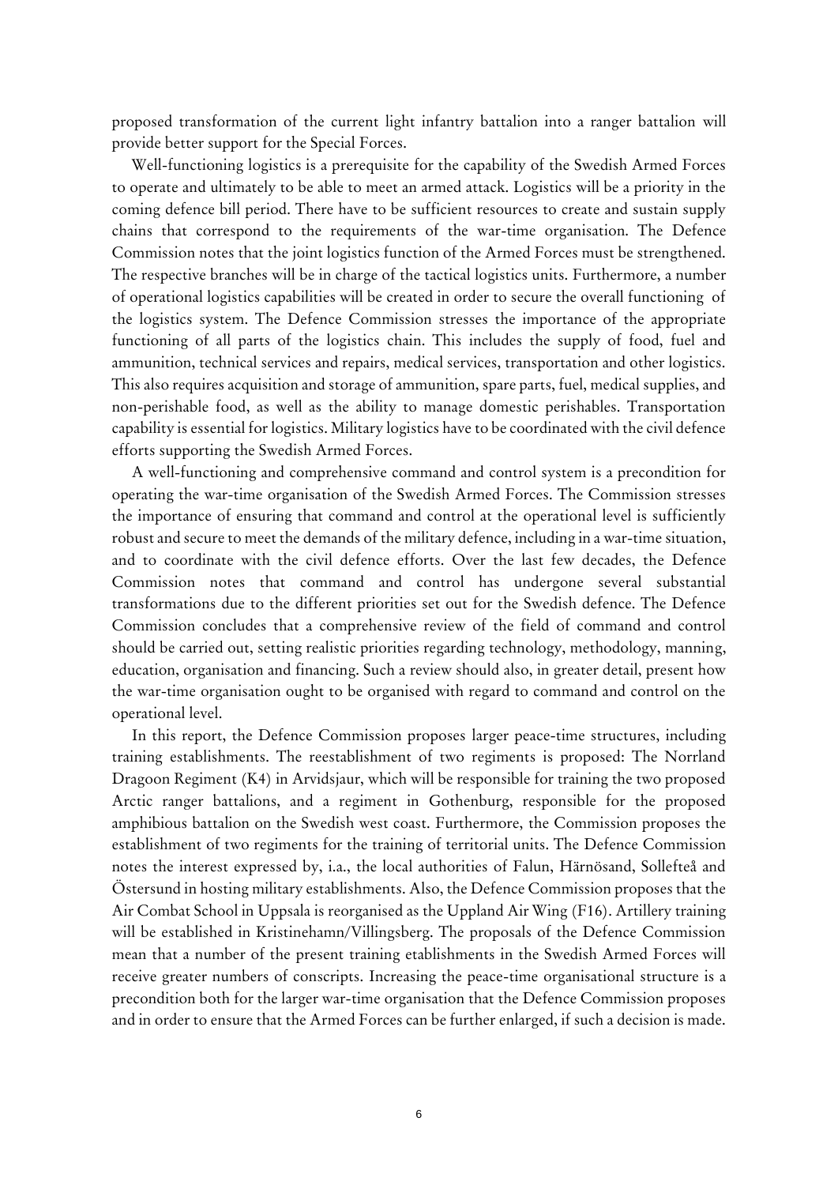proposed transformation of the current light infantry battalion into a ranger battalion will provide better support for the Special Forces.

Well-functioning logistics is a prerequisite for the capability of the Swedish Armed Forces to operate and ultimately to be able to meet an armed attack. Logistics will be a priority in the coming defence bill period. There have to be sufficient resources to create and sustain supply chains that correspond to the requirements of the war-time organisation. The Defence Commission notes that the joint logistics function of the Armed Forces must be strengthened. The respective branches will be in charge of the tactical logistics units. Furthermore, a number of operational logistics capabilities will be created in order to secure the overall functioning of the logistics system. The Defence Commission stresses the importance of the appropriate functioning of all parts of the logistics chain. This includes the supply of food, fuel and ammunition, technical services and repairs, medical services, transportation and other logistics. This also requires acquisition and storage of ammunition, spare parts, fuel, medical supplies, and non-perishable food, as well as the ability to manage domestic perishables. Transportation capability is essential for logistics. Military logistics have to be coordinated with the civil defence efforts supporting the Swedish Armed Forces.

A well-functioning and comprehensive command and control system is a precondition for operating the war-time organisation of the Swedish Armed Forces. The Commission stresses the importance of ensuring that command and control at the operational level is sufficiently robust and secure to meet the demands of the military defence, including in a war-time situation, and to coordinate with the civil defence efforts. Over the last few decades, the Defence Commission notes that command and control has undergone several substantial transformations due to the different priorities set out for the Swedish defence. The Defence Commission concludes that a comprehensive review of the field of command and control should be carried out, setting realistic priorities regarding technology, methodology, manning, education, organisation and financing. Such a review should also, in greater detail, present how the war-time organisation ought to be organised with regard to command and control on the operational level.

In this report, the Defence Commission proposes larger peace-time structures, including training establishments. The reestablishment of two regiments is proposed: The Norrland Dragoon Regiment (K4) in Arvidsjaur, which will be responsible for training the two proposed Arctic ranger battalions, and a regiment in Gothenburg, responsible for the proposed amphibious battalion on the Swedish west coast. Furthermore, the Commission proposes the establishment of two regiments for the training of territorial units. The Defence Commission notes the interest expressed by, i.a., the local authorities of Falun, Härnösand, Sollefteå and Östersund in hosting military establishments. Also, the Defence Commission proposes that the Air Combat School in Uppsala is reorganised as the Uppland Air Wing (F16). Artillery training will be established in Kristinehamn/Villingsberg. The proposals of the Defence Commission mean that a number of the present training etablishments in the Swedish Armed Forces will receive greater numbers of conscripts. Increasing the peace-time organisational structure is a precondition both for the larger war-time organisation that the Defence Commission proposes and in order to ensure that the Armed Forces can be further enlarged, if such a decision is made.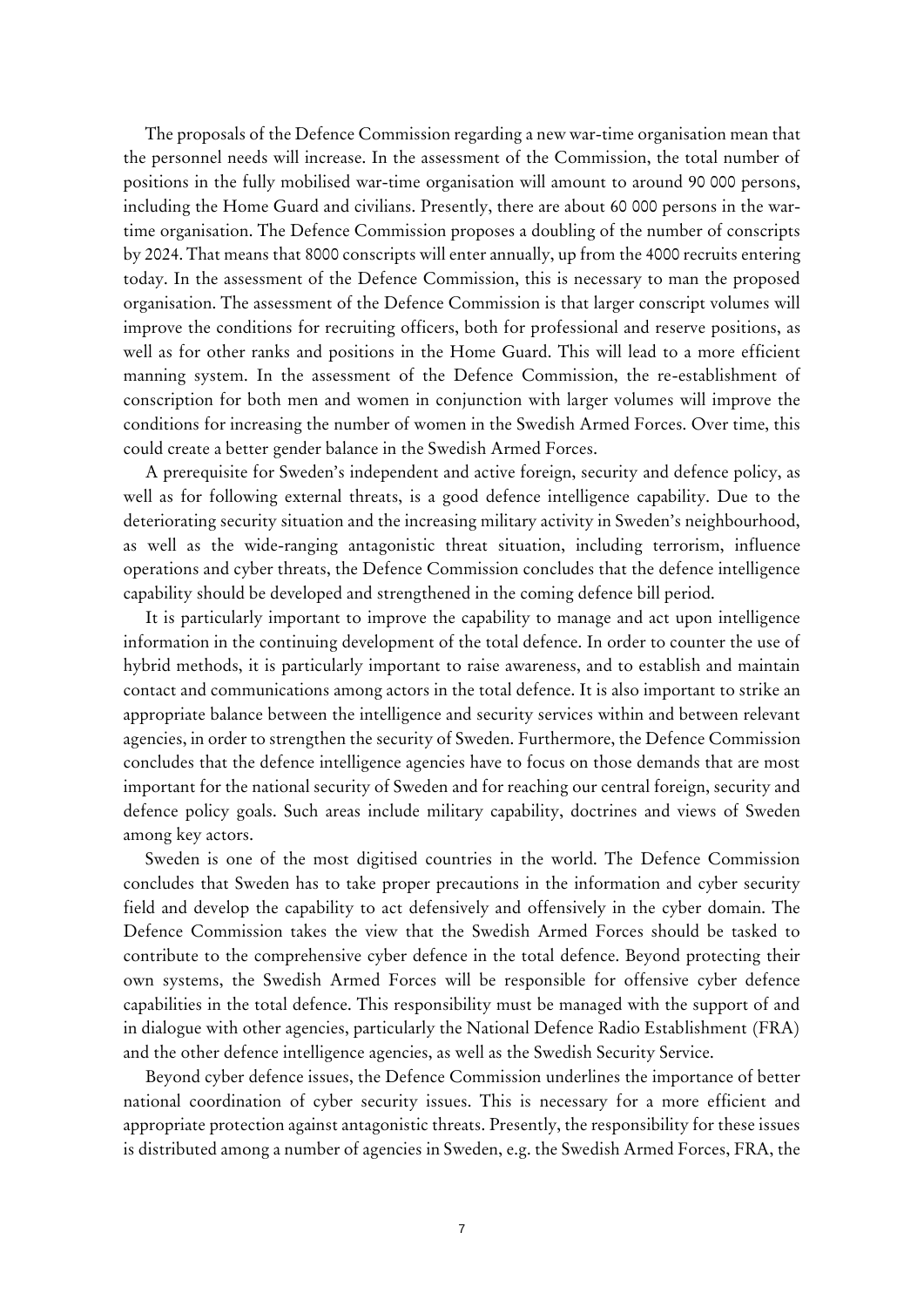The proposals of the Defence Commission regarding a new war-time organisation mean that the personnel needs will increase. In the assessment of the Commission, the total number of positions in the fully mobilised war-time organisation will amount to around 90 000 persons, including the Home Guard and civilians. Presently, there are about 60 000 persons in the war-time organisation. The Defence Commission proposes a doubling of the number of conscripts by 2024. That means that 8000 conscripts will enter annually, up from the 4000 recruits entering today. In the assessment of the Defence Commission, this is necessary to man the proposed organisation. The assessment of the Defence Commission is that larger conscript volumes will improve the conditions for recruiting officers, both for professional and reserve positions, as well as for other ranks and positions in the Home Guard. This will lead to a more efficient manning system. In the assessment of the Defence Commission, the re-establishment of conscription for both men and women in conjunction with larger volumes will improve the conditions for increasing the number of women in the Swedish Armed Forces. Over time, this could create a better gender balance in the Swedish Armed Forces.

A prerequisite for Sweden's independent and active foreign, security and defence policy, as well as for following external threats, is a good defence intelligence capability. Due to the deteriorating security situation and the increasing military activity in Sweden's neighbourhood, as well as the wide-ranging antagonistic threat situation, including terrorism, influence operations and cyber threats, the Defence Commission concludes that the defence intelligence capability should be developed and strengthened in the coming defence bill period.

It is particularly important to improve the capability to manage and act upon intelligence information in the continuing development of the total defence. In order to counter the use of hybrid methods, it is particularly important to raise awareness, and to establish and maintain contact and communications among actors in the total defence. It is also important to strike an appropriate balance between the intelligence and security services within and between relevant agencies, in order to strengthen the security of Sweden. Furthermore, the Defence Commission concludes that the defence intelligence agencies have to focus on those demands that are most important for the national security of Sweden and for reaching our central foreign, security and defence policy goals. Such areas include military capability, doctrines and views of Sweden among key actors.

Sweden is one of the most digitised countries in the world. The Defence Commission concludes that Sweden has to take proper precautions in the information and cyber security field and develop the capability to act defensively and offensively in the cyber domain. The Defence Commission takes the view that the Swedish Armed Forces should be tasked to contribute to the comprehensive cyber defence in the total defence. Beyond protecting their own systems, the Swedish Armed Forces will be responsible for offensive cyber defence capabilities in the total defence. This responsibility must be managed with the support of and in dialogue with other agencies, particularly the National Defence Radio Establishment (FRA) and the other defence intelligence agencies, as well as the Swedish Security Service.

Beyond cyber defence issues, the Defence Commission underlines the importance of better national coordination of cyber security issues. This is necessary for a more efficient and appropriate protection against antagonistic threats. Presently, the responsibility for these issues is distributed among a number of agencies in Sweden, e.g. the Swedish Armed Forces, FRA, the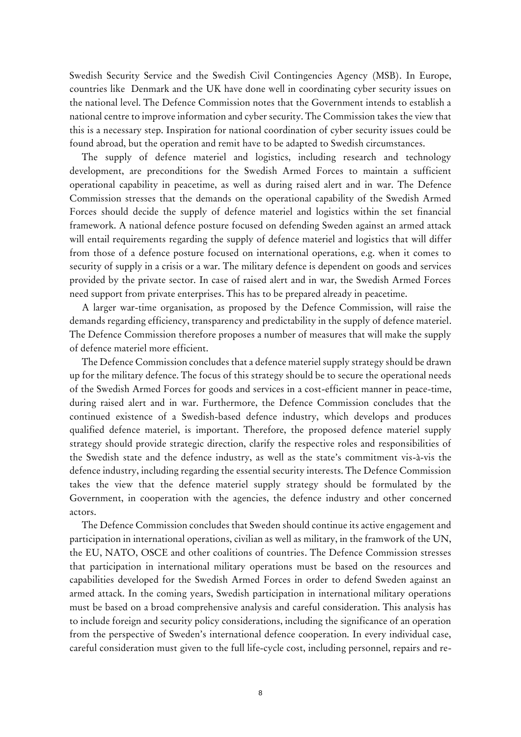Swedish Security Service and the Swedish Civil Contingencies Agency (MSB). In Europe, countries like Denmark and the UK have done well in coordinating cyber security issues on the national level. The Defence Commission notes that the Government intends to establish a national centre to improve information and cyber security. The Commission takes the view that this is a necessary step. Inspiration for national coordination of cyber security issues could be found abroad, but the operation and remit have to be adapted to Swedish circumstances.

The supply of defence materiel and logistics, including research and technology development, are preconditions for the Swedish Armed Forces to maintain a sufficient operational capability in peacetime, as well as during raised alert and in war. The Defence Commission stresses that the demands on the operational capability of the Swedish Armed Forces should decide the supply of defence materiel and logistics within the set financial framework. A national defence posture focused on defending Sweden against an armed attack will entail requirements regarding the supply of defence materiel and logistics that will differ from those of a defence posture focused on international operations, e.g. when it comes to security of supply in a crisis or a war. The military defence is dependent on goods and services provided by the private sector. In case of raised alert and in war, the Swedish Armed Forces need support from private enterprises. This has to be prepared already in peacetime.

A larger war-time organisation, as proposed by the Defence Commission, will raise the demands regarding efficiency, transparency and predictability in the supply of defence materiel. The Defence Commission therefore proposes a number of measures that will make the supply of defence materiel more efficient.

The Defence Commission concludes that a defence materiel supply strategy should be drawn up for the military defence. The focus of this strategy should be to secure the operational needs of the Swedish Armed Forces for goods and services in a cost-efficient manner in peace-time, during raised alert and in war. Furthermore, the Defence Commission concludes that the continued existence of a Swedish-based defence industry, which develops and produces qualified defence materiel, is important. Therefore, the proposed defence materiel supply strategy should provide strategic direction, clarify the respective roles and responsibilities of the Swedish state and the defence industry, as well as the state's commitment vis-à-vis the defence industry, including regarding the essential security interests. The Defence Commission takes the view that the defence materiel supply strategy should be formulated by the Government, in cooperation with the agencies, the defence industry and other concerned actors.

The Defence Commission concludes that Sweden should continue its active engagement and participation in international operations, civilian as well as military, in the framwork of the UN, the EU, NATO, OSCE and other coalitions of countries. The Defence Commission stresses that participation in international military operations must be based on the resources and capabilities developed for the Swedish Armed Forces in order to defend Sweden against an armed attack. In the coming years, Swedish participation in international military operations must be based on a broad comprehensive analysis and careful consideration. This analysis has to include foreign and security policy considerations, including the significance of an operation from the perspective of Sweden's international defence cooperation. In every individual case, careful consideration must given to the full life-cycle cost, including personnel, repairs and re-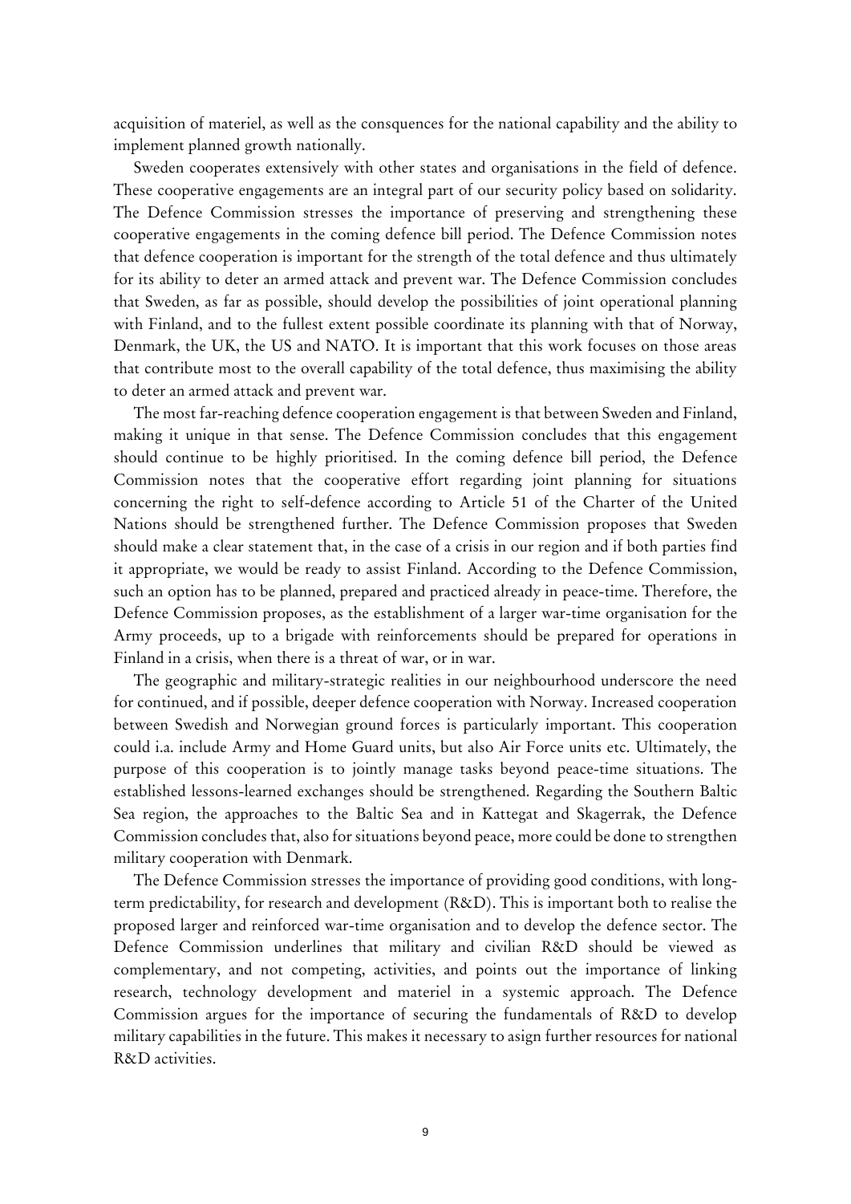acquisition of materiel, as well as the consquences for the national capability and the ability to implement planned growth nationally.

Sweden cooperates extensively with other states and organisations in the field of defence. These cooperative engagements are an integral part of our security policy based on solidarity. The Defence Commission stresses the importance of preserving and strengthening these cooperative engagements in the coming defence bill period. The Defence Commission notes that defence cooperation is important for the strength of the total defence and thus ultimately for its ability to deter an armed attack and prevent war. The Defence Commission concludes that Sweden, as far as possible, should develop the possibilities of joint operational planning with Finland, and to the fullest extent possible coordinate its planning with that of Norway, Denmark, the UK, the US and NATO. It is important that this work focuses on those areas that contribute most to the overall capability of the total defence, thus maximising the ability to deter an armed attack and prevent war.

The most far-reaching defence cooperation engagement is that between Sweden and Finland, making it unique in that sense. The Defence Commission concludes that this engagement should continue to be highly prioritised. In the coming defence bill period, the Defence Commission notes that the cooperative effort regarding joint planning for situations concerning the right to self-defence according to Article 51 of the Charter of the United Nations should be strengthened further. The Defence Commission proposes that Sweden should make a clear statement that, in the case of a crisis in our region and if both parties find it appropriate, we would be ready to assist Finland. According to the Defence Commission, such an option has to be planned, prepared and practiced already in peace-time. Therefore, the Defence Commission proposes, as the establishment of a larger war-time organisation for the Army proceeds, up to a brigade with reinforcements should be prepared for operations in Finland in a crisis, when there is a threat of war, or in war.

The geographic and military-strategic realities in our neighbourhood underscore the need for continued, and if possible, deeper defence cooperation with Norway. Increased cooperation between Swedish and Norwegian ground forces is particularly important. This cooperation could i.a. include Army and Home Guard units, but also Air Force units etc. Ultimately, the purpose of this cooperation is to jointly manage tasks beyond peace-time situations. The established lessons-learned exchanges should be strengthened. Regarding the Southern Baltic Sea region, the approaches to the Baltic Sea and in Kattegat and Skagerrak, the Defence Commission concludes that, also for situations beyond peace, more could be done to strengthen military cooperation with Denmark.

The Defence Commission stresses the importance of providing good conditions, with long-term predictability, for research and development (R&D). This is important both to realise the proposed larger and reinforced war-time organisation and to develop the defence sector. The Defence Commission underlines that military and civilian R&D should be viewed as complementary, and not competing, activities, and points out the importance of linking research, technology development and materiel in a systemic approach. The Defence Commission argues for the importance of securing the fundamentals of R&D to develop military capabilities in the future. This makes it necessary to asign further resources for national R&D activities.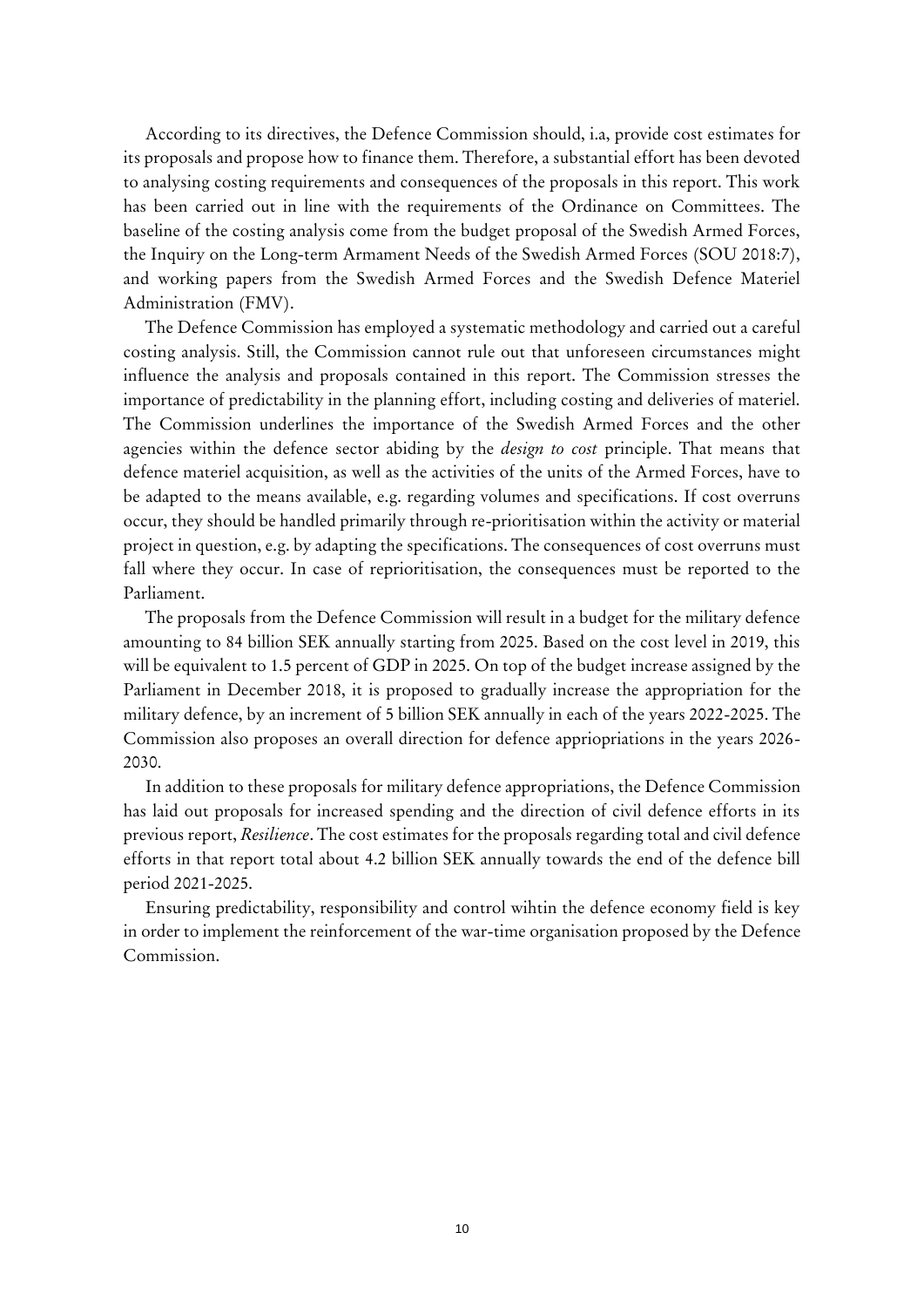According to its directives, the Defence Commission should, i.a, provide cost estimates for its proposals and propose how to finance them. Therefore, a substantial effort has been devoted to analysing costing requirements and consequences of the proposals in this report. This work has been carried out in line with the requirements of the Ordinance on Committees. The baseline of the costing analysis come from the budget proposal of the Swedish Armed Forces, the Inquiry on the Long-term Armament Needs of the Swedish Armed Forces (SOU 2018:7), and working papers from the Swedish Armed Forces and the Swedish Defence Materiel Administration (FMV).

The Defence Commission has employed a systematic methodology and carried out a careful costing analysis. Still, the Commission cannot rule out that unforeseen circumstances might influence the analysis and proposals contained in this report. The Commission stresses the importance of predictability in the planning effort, including costing and deliveries of materiel. The Commission underlines the importance of the Swedish Armed Forces and the other agencies within the defence sector abiding by the *design to cost* principle. That means that defence materiel acquisition, as well as the activities of the units of the Armed Forces, have to be adapted to the means available, e.g. regarding volumes and specifications. If cost overruns occur, they should be handled primarily through re-prioritisation within the activity or material project in question, e.g. by adapting the specifications. The consequences of cost overruns must fall where they occur. In case of reprioritisation, the consequences must be reported to the Parliament.

The proposals from the Defence Commission will result in a budget for the military defence amounting to 84 billion SEK annually starting from 2025. Based on the cost level in 2019, this will be equivalent to 1.5 percent of GDP in 2025. On top of the budget increase assigned by the Parliament in December 2018, it is proposed to gradually increase the appropriation for the military defence, by an increment of 5 billion SEK annually in each of the years 2022-2025. The Commission also proposes an overall direction for defence appriopriations in the years 2026-2030.

In addition to these proposals for military defence appropriations, the Defence Commission has laid out proposals for increased spending and the direction of civil defence efforts in its previous report, *Resilience*. The cost estimates for the proposals regarding total and civil defence efforts in that report total about 4.2 billion SEK annually towards the end of the defence bill period 2021-2025.

Ensuring predictability, responsibility and control wihtin the defence economy field is key in order to implement the reinforcement of the war-time organisation proposed by the Defence Commission.